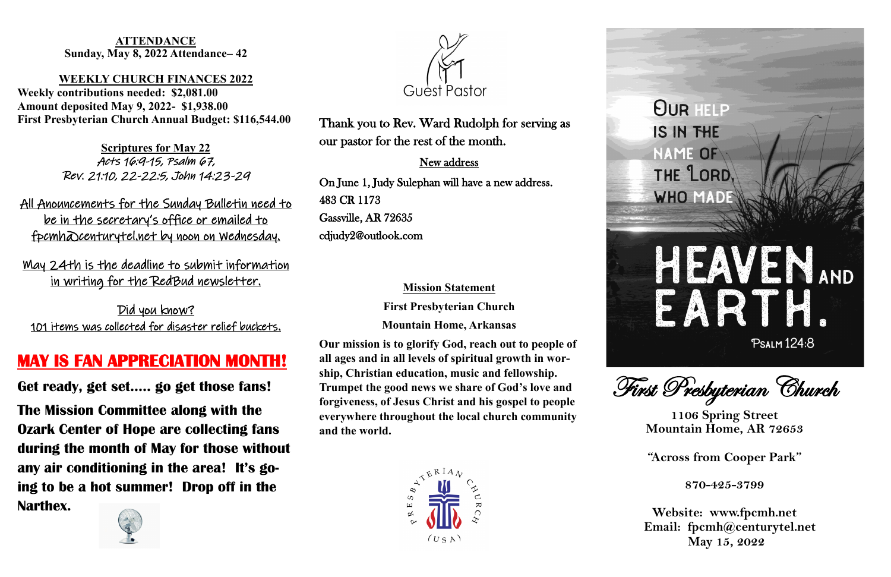**ATTENDANCE**
**Sunday, May 8, 2022 Attendance– 42**

**WEEKLY CHURCH FINANCES 2022**
**Weekly contributions needed: $2,081.00**
**Amount deposited May 9, 2022- $1,938.00**
**First Presbyterian Church Annual Budget: $116,544.00**

**Scriptures for May 22**
Acts 16:9-15, Psalm 67,
Rev. 21:10, 22-22:5, John 14:23-29

All Anouncements for the Sunday Bulletin need to be in the secretary's office or emailed to fpcmh@centurytel.net by noon on Wednesday.

May 24th is the deadline to submit information in writing for the RedBud newsletter.

Did you know?
101 items was collected for disaster relief buckets.

## MAY IS FAN APPRECIATION MONTH!

**Get ready, get set….. go get those fans!**

**The Mission Committee along with the Ozark Center of Hope are collecting fans during the month of May for those without any air conditioning in the area! It's going to be a hot summer! Drop off in the Narthex.**

Guest Pastor

Thank you to Rev. Ward Rudolph for serving as our pastor for the rest of the month.

**New address**

On June 1, Judy Sulephan will have a new address.
483 CR 1173
Gassville, AR 72635
cdjudy2@outlook.com

**Mission Statement**

**First Presbyterian Church**

**Mountain Home, Arkansas**

**Our mission is to glorify God, reach out to people of all ages and in all levels of spiritual growth in worship, Christian education, music and fellowship. Trumpet the good news we share of God's love and forgiveness, of Jesus Christ and his gospel to people everywhere throughout the local church community and the world.**

PRESBYTERIAN CHURCH (USA)

OUR HELP IS IN THE NAME OF THE LORD, WHO MADE HEAVEN AND EARTH.
PSALM 124:8

# First Presbyterian Church

**1106 Spring Street**
**Mountain Home, AR 72653**

**"Across from Cooper Park"**

**870-425-3799**

**Website: www.fpcmh.net**
**Email: fpcmh@centurytel.net**
**May 15, 2022**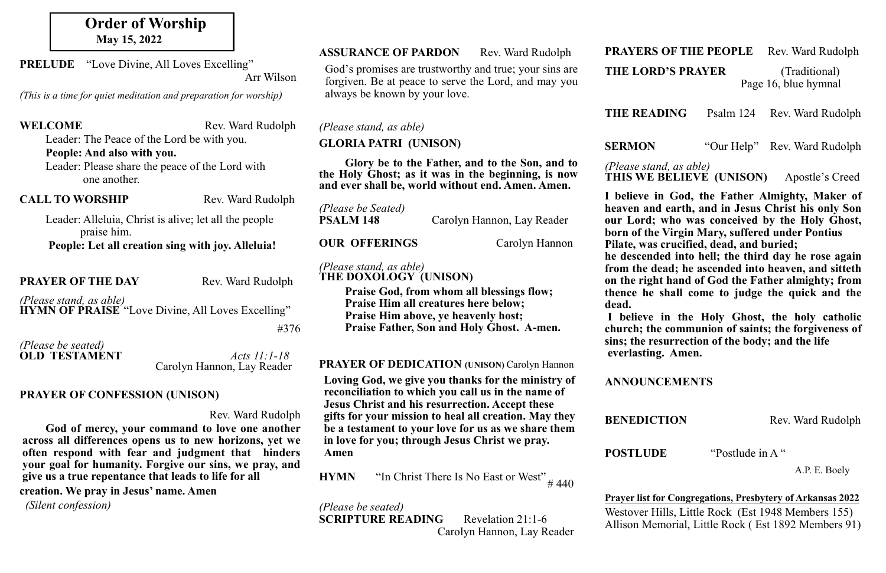# Order of Worship

**May 15, 2022**

**PRELUDE** "Love Divine, All Loves Excelling" Arr Wilson

*(This is a time for quiet meditation and preparation for worship)*

**WELCOME** Rev. Ward Rudolph

Leader: The Peace of the Lord be with you.

**People: And also with you.**

Leader: Please share the peace of the Lord with one another.

**CALL TO WORSHIP** Rev. Ward Rudolph

Leader: Alleluia, Christ is alive; let all the people praise him.

**People: Let all creation sing with joy. Alleluia!**

**PRAYER OF THE DAY** Rev. Ward Rudolph

*(Please stand, as able)*

**HYMN OF PRAISE** "Love Divine, All Loves Excelling" #376

*(Please be seated)*

**OLD TESTAMENT** *Acts 11:1-18* Carolyn Hannon, Lay Reader

**PRAYER OF CONFESSION (UNISON)** Rev. Ward Rudolph

**God of mercy, your command to love one another across all differences opens us to new horizons, yet we often respond with fear and judgment that hinders your goal for humanity. Forgive our sins, we pray, and give us a true repentance that leads to life for all creation. We pray in Jesus' name. Amen**

*(Silent confession)*

**ASSURANCE OF PARDON** Rev. Ward Rudolph

God's promises are trustworthy and true; your sins are forgiven. Be at peace to serve the Lord, and may you always be known by your love.

*(Please stand, as able)*

**GLORIA PATRI (UNISON)**

**Glory be to the Father, and to the Son, and to the Holy Ghost; as it was in the beginning, is now and ever shall be, world without end. Amen. Amen.**

*(Please be Seated)*

**PSALM 148** Carolyn Hannon, Lay Reader

**OUR OFFERINGS** Carolyn Hannon

*(Please stand, as able)*

**THE DOXOLOGY (UNISON)**

**Praise God, from whom all blessings flow;**
**Praise Him all creatures here below;**
**Praise Him above, ye heavenly host;**
**Praise Father, Son and Holy Ghost. A-men.**

**PRAYER OF DEDICATION (UNISON)** Carolyn Hannon

**Loving God, we give you thanks for the ministry of reconciliation to which you call us in the name of Jesus Christ and his resurrection. Accept these gifts for your mission to heal all creation. May they be a testament to your love for us as we share them in love for you; through Jesus Christ we pray. Amen**

**HYMN** "In Christ There Is No East or West" # 440

*(Please be seated)*

**SCRIPTURE READING** Revelation 21:1-6 Carolyn Hannon, Lay Reader

**PRAYERS OF THE PEOPLE** Rev. Ward Rudolph

**THE LORD'S PRAYER** (Traditional) Page 16, blue hymnal

**THE READING** Psalm 124 Rev. Ward Rudolph

**SERMON** "Our Help" Rev. Ward Rudolph

*(Please stand, as able)*

**THIS WE BELIEVE (UNISON)** Apostle's Creed

**I believe in God, the Father Almighty, Maker of heaven and earth, and in Jesus Christ his only Son our Lord; who was conceived by the Holy Ghost, born of the Virgin Mary, suffered under Pontius Pilate, was crucified, dead, and buried; he descended into hell; the third day he rose again from the dead; he ascended into heaven, and sitteth on the right hand of God the Father almighty; from thence he shall come to judge the quick and the dead.**

**I believe in the Holy Ghost, the holy catholic church; the communion of saints; the forgiveness of sins; the resurrection of the body; and the life everlasting. Amen.**

**ANNOUNCEMENTS**

**BENEDICTION** Rev. Ward Rudolph

**POSTLUDE** "Postlude in A " A.P. E. Boely

**Prayer list for Congregations, Presbytery of Arkansas 2022**

Westover Hills, Little Rock (Est 1948 Members 155)
Allison Memorial, Little Rock ( Est 1892 Members 91)